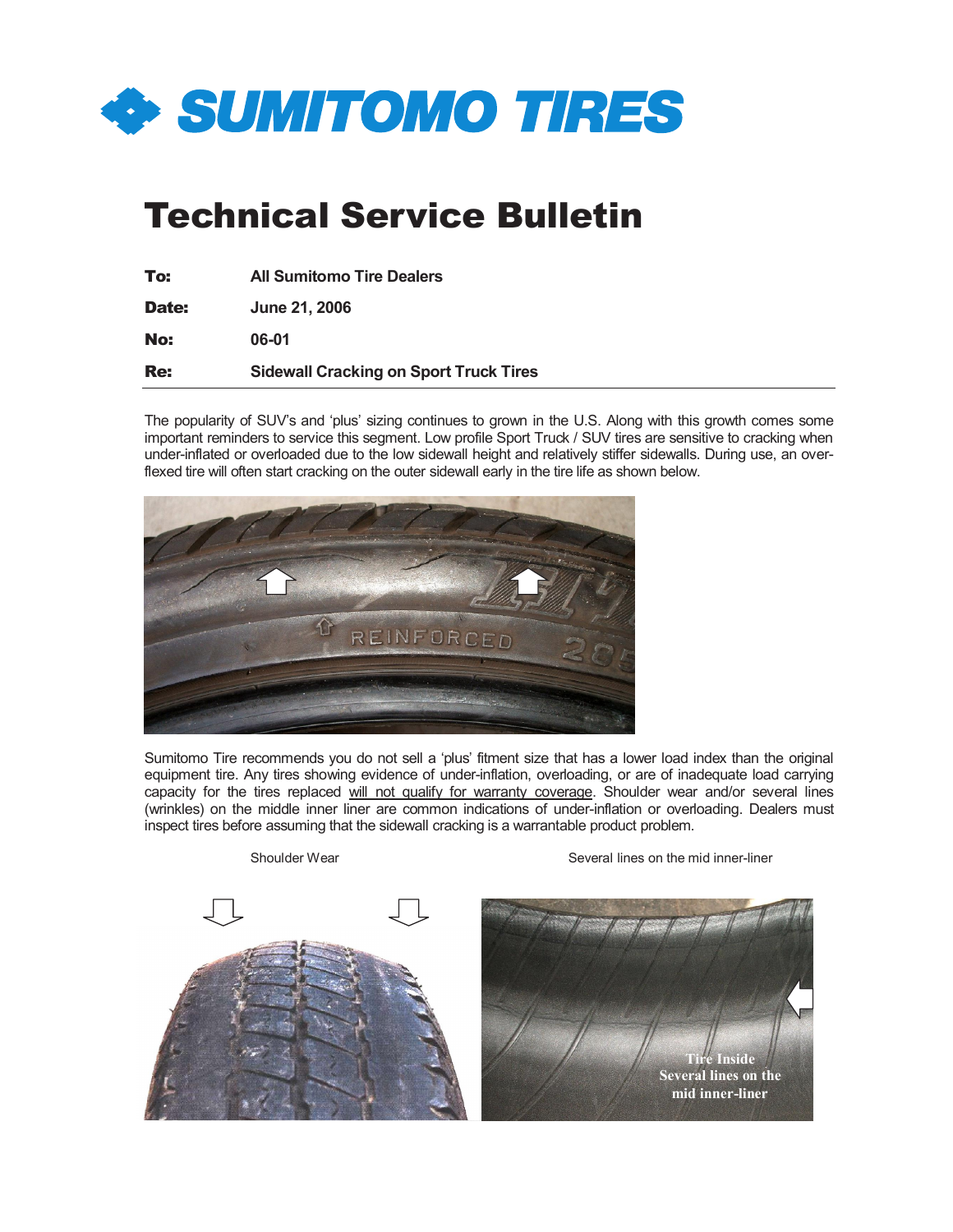# SUMITOMO TIRES

## Technical Service Bulletin

**To:** All Sumitomo Tire Dealers

**Date:** June 21, 2006

**No:** 06-01

**Re:** Sidewall Cracking on Sport Truck Tires

The popularity of SUV's and 'plus' sizing continues to grown in the U.S. Along with this growth comes some important reminders to service this segment. Low profile Sport Truck / SUV tires are sensitive to cracking when under-inflated or overloaded due to the low sidewall height and relatively stiffer sidewalls. During use, an over-flexed tire will often start cracking on the outer sidewall early in the tire life as shown below.

Sumitomo Tire recommends you do not sell a 'plus' fitment size that has a lower load index than the original equipment tire. Any tires showing evidence of under-inflation, overloading, or are of inadequate load carrying capacity for the tires replaced will not qualify for warranty coverage. Shoulder wear and/or several lines (wrinkles) on the middle inner liner are common indications of under-inflation or overloading. Dealers must inspect tires before assuming that the sidewall cracking is a warrantable product problem.

Shoulder Wear

Several lines on the mid inner-liner

Tire Inside Several lines on the mid inner-liner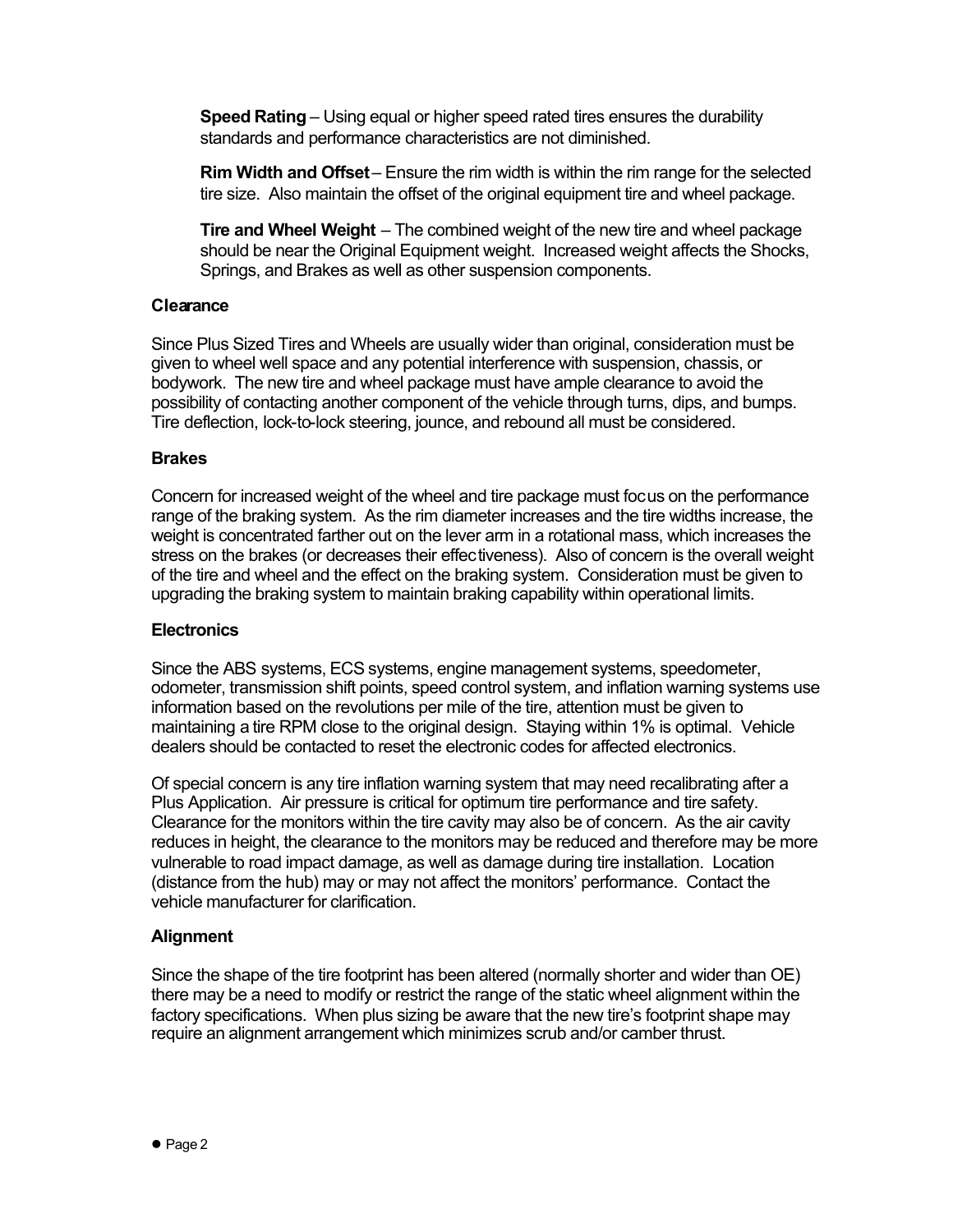**Speed Rating** – Using equal or higher speed rated tires ensures the durability standards and performance characteristics are not diminished.

**Rim Width and Offset** – Ensure the rim width is within the rim range for the selected tire size. Also maintain the offset of the original equipment tire and wheel package.

**Tire and Wheel Weight** – The combined weight of the new tire and wheel package should be near the Original Equipment weight. Increased weight affects the Shocks, Springs, and Brakes as well as other suspension components.

### Clearance

Since Plus Sized Tires and Wheels are usually wider than original, consideration must be given to wheel well space and any potential interference with suspension, chassis, or bodywork. The new tire and wheel package must have ample clearance to avoid the possibility of contacting another component of the vehicle through turns, dips, and bumps. Tire deflection, lock-to-lock steering, jounce, and rebound all must be considered.

### Brakes

Concern for increased weight of the wheel and tire package must focus on the performance range of the braking system. As the rim diameter increases and the tire widths increase, the weight is concentrated farther out on the lever arm in a rotational mass, which increases the stress on the brakes (or decreases their effectiveness). Also of concern is the overall weight of the tire and wheel and the effect on the braking system. Consideration must be given to upgrading the braking system to maintain braking capability within operational limits.

### Electronics

Since the ABS systems, ECS systems, engine management systems, speedometer, odometer, transmission shift points, speed control system, and inflation warning systems use information based on the revolutions per mile of the tire, attention must be given to maintaining a tire RPM close to the original design. Staying within 1% is optimal. Vehicle dealers should be contacted to reset the electronic codes for affected electronics.

Of special concern is any tire inflation warning system that may need recalibrating after a Plus Application. Air pressure is critical for optimum tire performance and tire safety. Clearance for the monitors within the tire cavity may also be of concern. As the air cavity reduces in height, the clearance to the monitors may be reduced and therefore may be more vulnerable to road impact damage, as well as damage during tire installation. Location (distance from the hub) may or may not affect the monitors' performance. Contact the vehicle manufacturer for clarification.

### Alignment

Since the shape of the tire footprint has been altered (normally shorter and wider than OE) there may be a need to modify or restrict the range of the static wheel alignment within the factory specifications. When plus sizing be aware that the new tire's footprint shape may require an alignment arrangement which minimizes scrub and/or camber thrust.